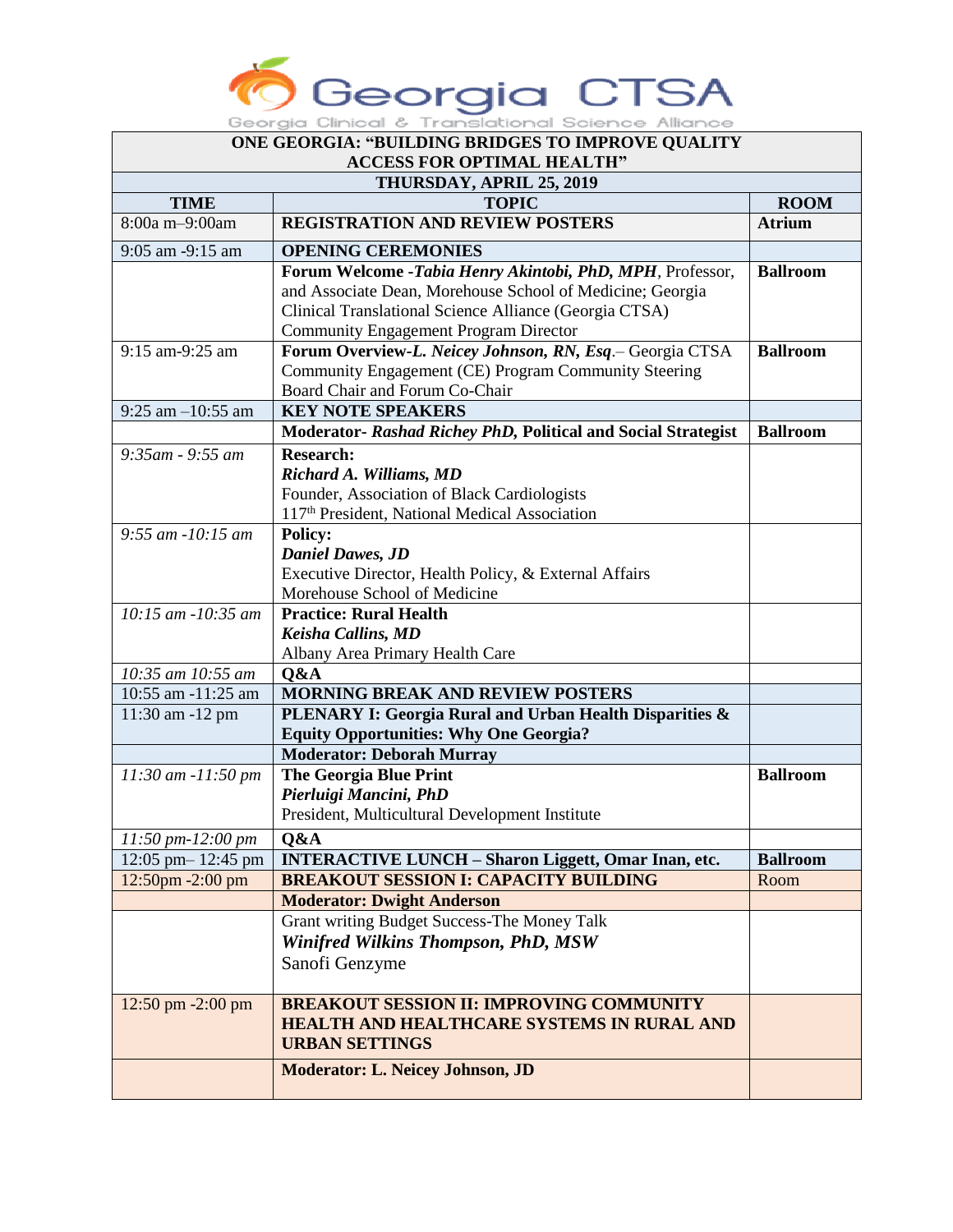# Georgia CTSA

Georgia Clinical & Translational Science Alliance

| ONE GEORGIA: "BUILDING BRIDGES TO IMPROVE QUALITY ACCESS FOR OPTIMAL HEALTH" | | |
|---|---|---|
| **THURSDAY, APRIL 25, 2019** | | |
| **TIME** | **TOPIC** | **ROOM** |
| 8:00a m–9:00am | **REGISTRATION AND REVIEW POSTERS** | **Atrium** |
| 9:05 am -9:15 am | **OPENING CEREMONIES** | |
| | **Forum Welcome -*Tabia Henry Akintobi, PhD, MPH***, Professor, and Associate Dean, Morehouse School of Medicine; Georgia Clinical Translational Science Alliance (Georgia CTSA) Community Engagement Program Director | **Ballroom** |
| 9:15 am-9:25 am | **Forum Overview-*L. Neicey Johnson, RN, Esq***.– Georgia CTSA Community Engagement (CE) Program Community Steering Board Chair and Forum Co-Chair | **Ballroom** |
| 9:25 am –10:55 am | **KEY NOTE SPEAKERS** | |
| | **Moderator- *Rashad Richey PhD*, Political and Social Strategist** | **Ballroom** |
| *9:35am - 9:55 am* | **Research:**<br>***Richard A. Williams, MD***<br>Founder, Association of Black Cardiologists<br>117th President, National Medical Association | |
| *9:55 am -10:15 am* | **Policy:**<br>***Daniel Dawes, JD***<br>Executive Director, Health Policy, & External Affairs<br>Morehouse School of Medicine | |
| *10:15 am -10:35 am* | **Practice: Rural Health**<br>***Keisha Callins, MD***<br>Albany Area Primary Health Care | |
| *10:35 am 10:55 am* | **Q&A** | |
| 10:55 am -11:25 am | **MORNING BREAK AND REVIEW POSTERS** | |
| 11:30 am -12 pm | **PLENARY I: Georgia Rural and Urban Health Disparities & Equity Opportunities: Why One Georgia?** | |
| | **Moderator: Deborah Murray** | |
| *11:30 am -11:50 pm* | **The Georgia Blue Print**<br>***Pierluigi Mancini, PhD***<br>President, Multicultural Development Institute | **Ballroom** |
| *11:50 pm-12:00 pm* | **Q&A** | |
| 12:05 pm– 12:45 pm | **INTERACTIVE LUNCH – Sharon Liggett, Omar Inan, etc.** | **Ballroom** |
| 12:50pm -2:00 pm | **BREAKOUT SESSION I: CAPACITY BUILDING** | Room |
| | **Moderator: Dwight Anderson** | |
| | Grant writing Budget Success-The Money Talk<br>***Winifred Wilkins Thompson, PhD, MSW***<br>Sanofi Genzyme | |
| 12:50 pm -2:00 pm | **BREAKOUT SESSION II: IMPROVING COMMUNITY HEALTH AND HEALTHCARE SYSTEMS IN RURAL AND URBAN SETTINGS** | |
| | **Moderator: L. Neicey Johnson, JD** | |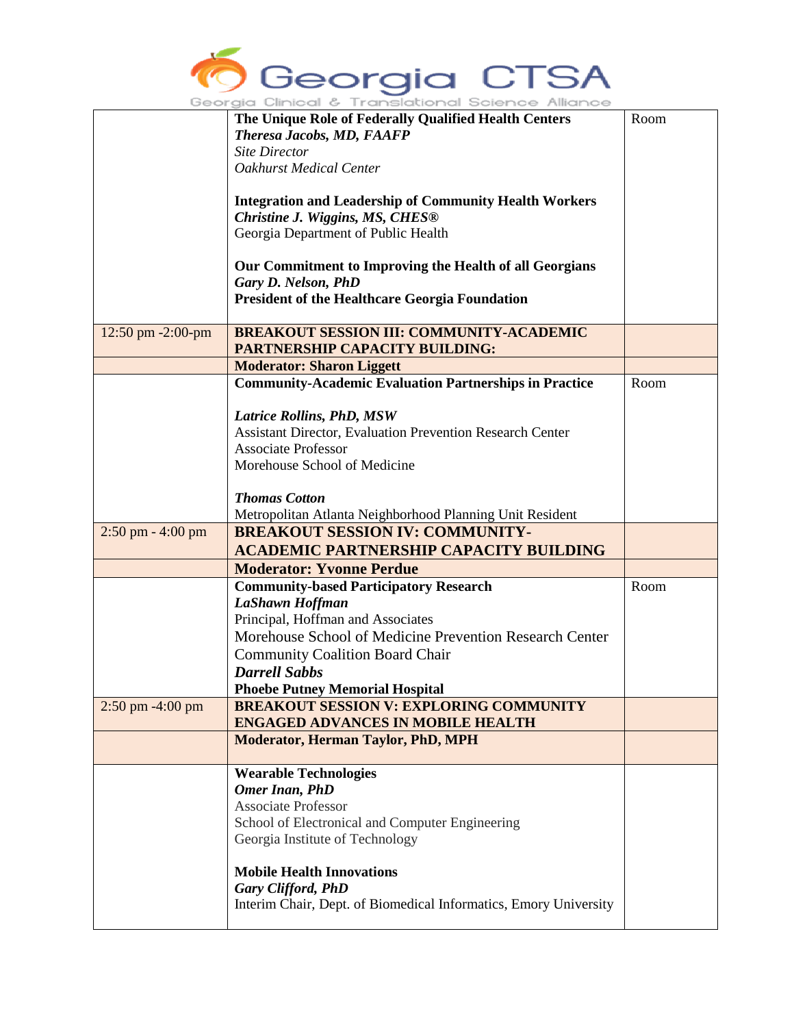| | | |
|---|---|---|
| | **The Unique Role of Federally Qualified Health Centers**<br>***Theresa Jacobs, MD, FAAFP***<br>*Site Director*<br>*Oakhurst Medical Center*<br><br>**Integration and Leadership of Community Health Workers**<br>***Christine J. Wiggins, MS, CHES®***<br>Georgia Department of Public Health<br><br>**Our Commitment to Improving the Health of all Georgians**<br>***Gary D. Nelson, PhD***<br>**President of the Healthcare Georgia Foundation** | Room |
| 12:50 pm -2:00-pm | **BREAKOUT SESSION III: COMMUNITY-ACADEMIC PARTNERSHIP CAPACITY BUILDING:** | |
| | **Moderator: Sharon Liggett** | |
| | **Community-Academic Evaluation Partnerships in Practice**<br><br>***Latrice Rollins, PhD, MSW***<br>Assistant Director, Evaluation Prevention Research Center<br>Associate Professor<br>Morehouse School of Medicine<br><br>***Thomas Cotton***<br>Metropolitan Atlanta Neighborhood Planning Unit Resident | Room |
| 2:50 pm - 4:00 pm | **BREAKOUT SESSION IV: COMMUNITY-ACADEMIC PARTNERSHIP CAPACITY BUILDING** | |
| | **Moderator: Yvonne Perdue** | |
| | **Community-based Participatory Research**<br>***LaShawn Hoffman***<br>Principal, Hoffman and Associates<br>Morehouse School of Medicine Prevention Research Center Community Coalition Board Chair<br>***Darrell Sabbs***<br>**Phoebe Putney Memorial Hospital** | Room |
| 2:50 pm -4:00 pm | **BREAKOUT SESSION V: EXPLORING COMMUNITY ENGAGED ADVANCES IN MOBILE HEALTH** | |
| | **Moderator, Herman Taylor, PhD, MPH** | |
| | **Wearable Technologies**<br>***Omer Inan, PhD***<br>Associate Professor<br>School of Electronical and Computer Engineering<br>Georgia Institute of Technology<br><br>**Mobile Health Innovations**<br>***Gary Clifford, PhD***<br>Interim Chair, Dept. of Biomedical Informatics, Emory University | |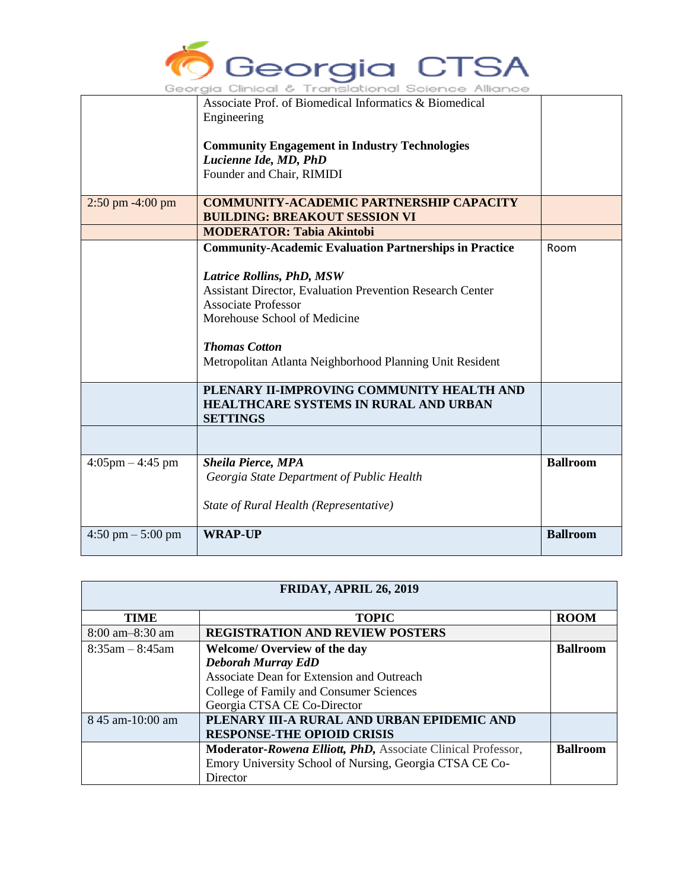| | | |
|---|---|---|
| | Associate Prof. of Biomedical Informatics & Biomedical Engineering<br><br>**Community Engagement in Industry Technologies**<br>***Lucienne Ide, MD, PhD***<br>Founder and Chair, RIMIDI | |
| 2:50 pm -4:00 pm | **COMMUNITY-ACADEMIC PARTNERSHIP CAPACITY BUILDING: BREAKOUT SESSION VI** | |
| | **MODERATOR: Tabia Akintobi** | |
| | **Community-Academic Evaluation Partnerships in Practice**<br><br>***Latrice Rollins, PhD, MSW***<br>Assistant Director, Evaluation Prevention Research Center<br>Associate Professor<br>Morehouse School of Medicine<br><br>***Thomas Cotton***<br>Metropolitan Atlanta Neighborhood Planning Unit Resident | Room |
| | **PLENARY II-IMPROVING COMMUNITY HEALTH AND HEALTHCARE SYSTEMS IN RURAL AND URBAN SETTINGS** | |
| | | |
| 4:05pm – 4:45 pm | ***Sheila Pierce, MPA***<br>*Georgia State Department of Public Health*<br><br>*State of Rural Health (Representative)* | **Ballroom** |
| 4:50 pm – 5:00 pm | **WRAP-UP** | **Ballroom** |

| **FRIDAY, APRIL 26, 2019** | | |
|---|---|---|
| **TIME** | **TOPIC** | **ROOM** |
| 8:00 am–8:30 am | **REGISTRATION AND REVIEW POSTERS** | |
| 8:35am – 8:45am | **Welcome/ Overview of the day**<br>***Deborah Murray EdD***<br>Associate Dean for Extension and Outreach<br>College of Family and Consumer Sciences<br>Georgia CTSA CE Co-Director | **Ballroom** |
| 8 45 am-10:00 am | **PLENARY III-A RURAL AND URBAN EPIDEMIC AND RESPONSE-THE OPIOID CRISIS** | |
| | **Moderator-*Rowena Elliott, PhD,*** Associate Clinical Professor, Emory University School of Nursing, Georgia CTSA CE Co-Director | **Ballroom** |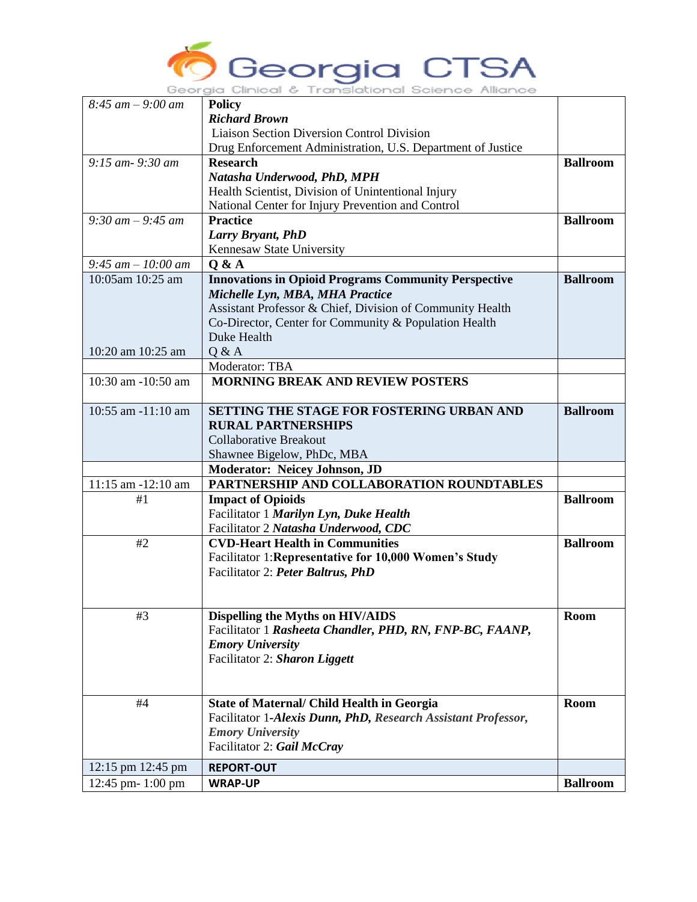# Georgia CTSA

Georgia Clinical & Translational Science Alliance

| | | |
|---|---|---|
| *8:45 am – 9:00 am* | **Policy**<br>***Richard Brown***<br>Liaison Section Diversion Control Division<br>Drug Enforcement Administration, U.S. Department of Justice | |
| *9:15 am- 9:30 am* | **Research**<br>***Natasha Underwood, PhD, MPH***<br>Health Scientist, Division of Unintentional Injury<br>National Center for Injury Prevention and Control | **Ballroom** |
| *9:30 am – 9:45 am* | **Practice**<br>***Larry Bryant, PhD***<br>Kennesaw State University | **Ballroom** |
| *9:45 am – 10:00 am* | **Q & A** | |
| 10:05am 10:25 am<br><br>10:20 am 10:25 am | **Innovations in Opioid Programs Community Perspective**<br>***Michelle Lyn, MBA, MHA Practice***<br>Assistant Professor & Chief, Division of Community Health<br>Co-Director, Center for Community & Population Health<br>Duke Health<br>Q & A | **Ballroom** |
| | Moderator: TBA | |
| 10:30 am -10:50 am | **MORNING BREAK AND REVIEW POSTERS** | |
| 10:55 am -11:10 am | **SETTING THE STAGE FOR FOSTERING URBAN AND RURAL PARTNERSHIPS**<br>Collaborative Breakout<br>Shawnee Bigelow, PhDc, MBA | **Ballroom** |
| | **Moderator: Neicey Johnson, JD** | |
| 11:15 am -12:10 am | **PARTNERSHIP AND COLLABORATION ROUNDTABLES** | |
| #1 | **Impact of Opioids**<br>Facilitator 1 ***Marilyn Lyn, Duke Health***<br>Facilitator 2 ***Natasha Underwood, CDC*** | **Ballroom** |
| #2 | **CVD-Heart Health in Communities**<br>Facilitator 1:**Representative for 10,000 Women's Study**<br>Facilitator 2: ***Peter Baltrus, PhD*** | **Ballroom** |
| #3 | **Dispelling the Myths on HIV/AIDS**<br>Facilitator 1 ***Rasheeta Chandler, PHD, RN, FNP-BC, FAANP, Emory University***<br>Facilitator 2: ***Sharon Liggett*** | **Room** |
| #4 | **State of Maternal/ Child Health in Georgia**<br>Facilitator 1-***Alexis Dunn, PhD, Research Assistant Professor, Emory University***<br>Facilitator 2: ***Gail McCray*** | **Room** |
| 12:15 pm 12:45 pm | **REPORT-OUT** | |
| 12:45 pm- 1:00 pm | **WRAP-UP** | **Ballroom** |